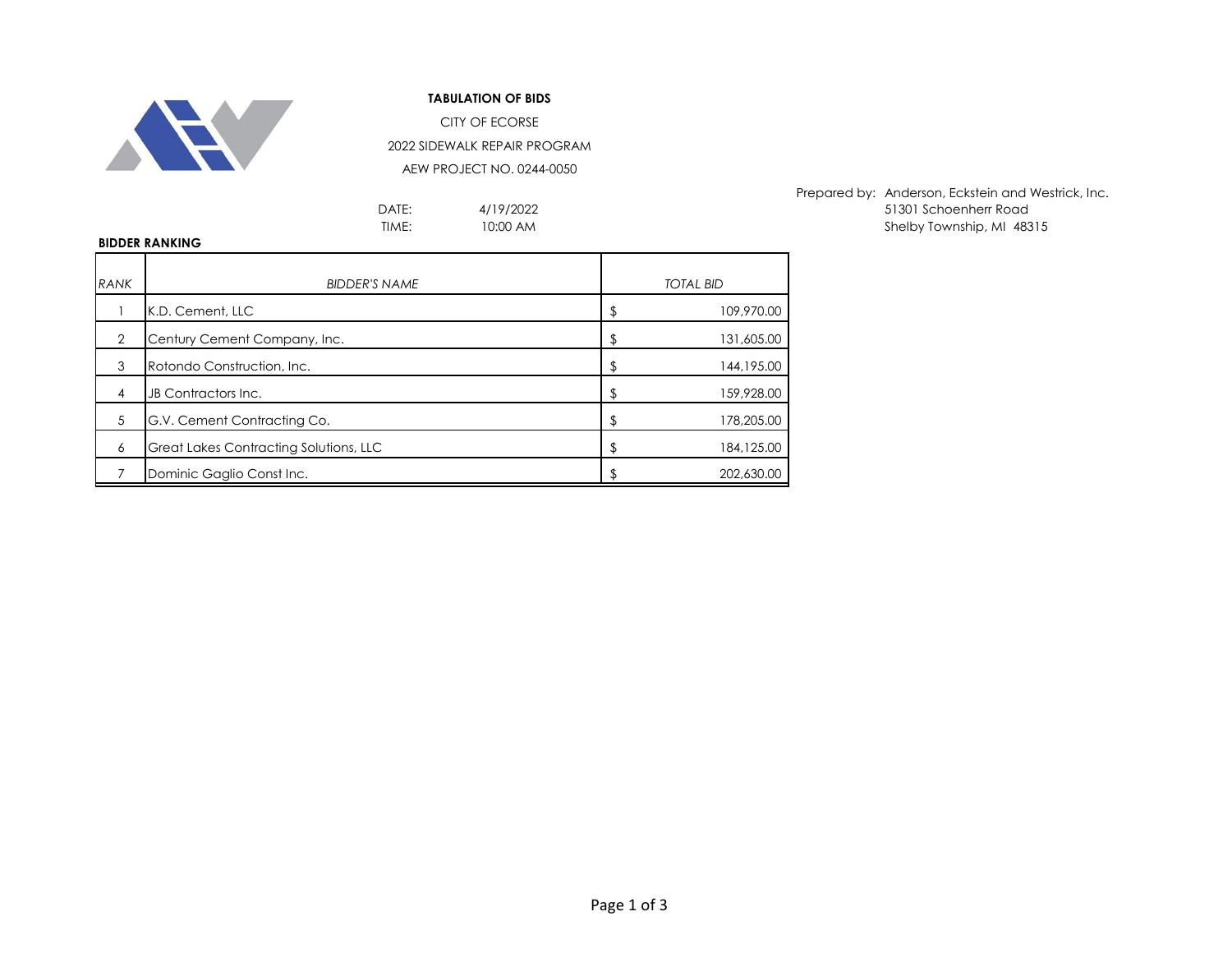**TABULATION OF BIDS**

CITY OF ECORSE

2022 SIDEWALK REPAIR PROGRAM

AEW PROJECT NO. 0244-0050

Prepared by: Anderson, Eckstein and Westrick, Inc.
51301 Schoenherr Road
Shelby Township, MI 48315

DATE: 4/19/2022
TIME: 10:00 AM

**BIDDER RANKING**

| *RANK* | *BIDDER'S NAME* | *TOTAL BID* |
|---|---|---|
| 1 | K.D. Cement, LLC | $ 109,970.00 |
| 2 | Century Cement Company, Inc. | $ 131,605.00 |
| 3 | Rotondo Construction, Inc. | $ 144,195.00 |
| 4 | JB Contractors Inc. | $ 159,928.00 |
| 5 | G.V. Cement Contracting Co. | $ 178,205.00 |
| 6 | Great Lakes Contracting Solutions, LLC | $ 184,125.00 |
| 7 | Dominic Gaglio Const Inc. | $ 202,630.00 |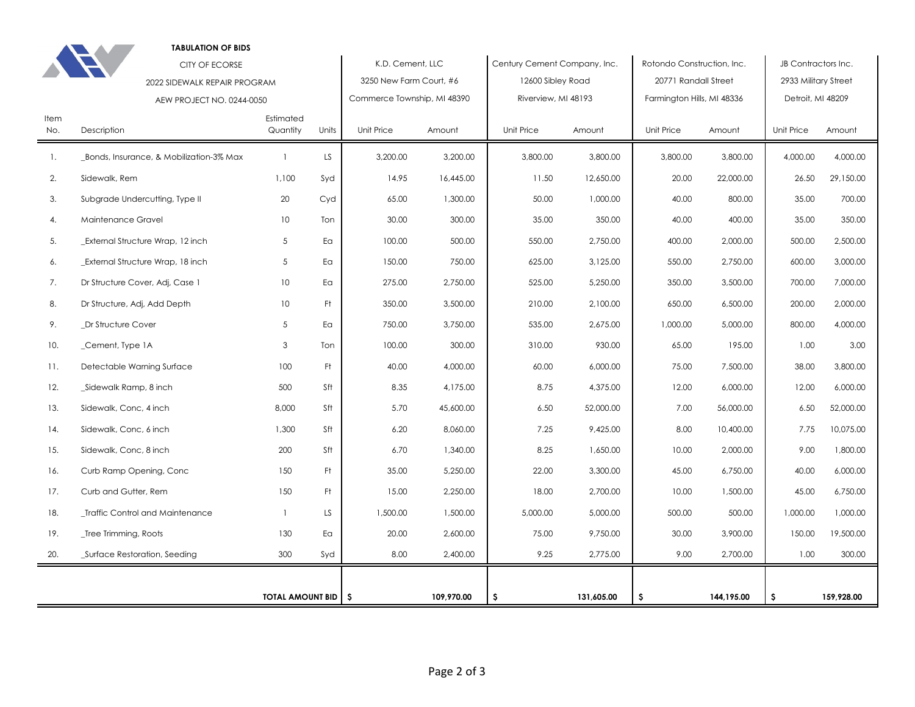**TABULATION OF BIDS**

CITY OF ECORSE

2022 SIDEWALK REPAIR PROGRAM

AEW PROJECT NO. 0244-0050

| Item No. | Description | Estimated Quantity | Units | K.D. Cement, LLC<br>3250 New Farm Court, #6<br>Commerce Township, MI 48390 | | Century Cement Company, Inc.<br>12600 Sibley Road<br>Riverview, MI 48193 | | Rotondo Construction, Inc.<br>20771 Randall Street<br>Farmington Hills, MI 48336 | | JB Contractors Inc.<br>2933 Military Street<br>Detroit, MI 48209 | |
|---|---|---|---|---|---|---|---|---|---|---|---|
| | | | | Unit Price | Amount | Unit Price | Amount | Unit Price | Amount | Unit Price | Amount |
| 1. | _Bonds, Insurance, & Mobilization-3% Max | 1 | LS | 3,200.00 | 3,200.00 | 3,800.00 | 3,800.00 | 3,800.00 | 3,800.00 | 4,000.00 | 4,000.00 |
| 2. | Sidewalk, Rem | 1,100 | Syd | 14.95 | 16,445.00 | 11.50 | 12,650.00 | 20.00 | 22,000.00 | 26.50 | 29,150.00 |
| 3. | Subgrade Undercutting, Type II | 20 | Cyd | 65.00 | 1,300.00 | 50.00 | 1,000.00 | 40.00 | 800.00 | 35.00 | 700.00 |
| 4. | Maintenance Gravel | 10 | Ton | 30.00 | 300.00 | 35.00 | 350.00 | 40.00 | 400.00 | 35.00 | 350.00 |
| 5. | _External Structure Wrap, 12 inch | 5 | Ea | 100.00 | 500.00 | 550.00 | 2,750.00 | 400.00 | 2,000.00 | 500.00 | 2,500.00 |
| 6. | _External Structure Wrap, 18 inch | 5 | Ea | 150.00 | 750.00 | 625.00 | 3,125.00 | 550.00 | 2,750.00 | 600.00 | 3,000.00 |
| 7. | Dr Structure Cover, Adj, Case 1 | 10 | Ea | 275.00 | 2,750.00 | 525.00 | 5,250.00 | 350.00 | 3,500.00 | 700.00 | 7,000.00 |
| 8. | Dr Structure, Adj, Add Depth | 10 | Ft | 350.00 | 3,500.00 | 210.00 | 2,100.00 | 650.00 | 6,500.00 | 200.00 | 2,000.00 |
| 9. | _Dr Structure Cover | 5 | Ea | 750.00 | 3,750.00 | 535.00 | 2,675.00 | 1,000.00 | 5,000.00 | 800.00 | 4,000.00 |
| 10. | _Cement, Type 1A | 3 | Ton | 100.00 | 300.00 | 310.00 | 930.00 | 65.00 | 195.00 | 1.00 | 3.00 |
| 11. | Detectable Warning Surface | 100 | Ft | 40.00 | 4,000.00 | 60.00 | 6,000.00 | 75.00 | 7,500.00 | 38.00 | 3,800.00 |
| 12. | _Sidewalk Ramp, 8 inch | 500 | Sft | 8.35 | 4,175.00 | 8.75 | 4,375.00 | 12.00 | 6,000.00 | 12.00 | 6,000.00 |
| 13. | Sidewalk, Conc, 4 inch | 8,000 | Sft | 5.70 | 45,600.00 | 6.50 | 52,000.00 | 7.00 | 56,000.00 | 6.50 | 52,000.00 |
| 14. | Sidewalk, Conc, 6 inch | 1,300 | Sft | 6.20 | 8,060.00 | 7.25 | 9,425.00 | 8.00 | 10,400.00 | 7.75 | 10,075.00 |
| 15. | Sidewalk, Conc, 8 inch | 200 | Sft | 6.70 | 1,340.00 | 8.25 | 1,650.00 | 10.00 | 2,000.00 | 9.00 | 1,800.00 |
| 16. | Curb Ramp Opening, Conc | 150 | Ft | 35.00 | 5,250.00 | 22.00 | 3,300.00 | 45.00 | 6,750.00 | 40.00 | 6,000.00 |
| 17. | Curb and Gutter, Rem | 150 | Ft | 15.00 | 2,250.00 | 18.00 | 2,700.00 | 10.00 | 1,500.00 | 45.00 | 6,750.00 |
| 18. | _Traffic Control and Maintenance | 1 | LS | 1,500.00 | 1,500.00 | 5,000.00 | 5,000.00 | 500.00 | 500.00 | 1,000.00 | 1,000.00 |
| 19. | _Tree Trimming, Roots | 130 | Ea | 20.00 | 2,600.00 | 75.00 | 9,750.00 | 30.00 | 3,900.00 | 150.00 | 19,500.00 |
| 20. | _Surface Restoration, Seeding | 300 | Syd | 8.00 | 2,400.00 | 9.25 | 2,775.00 | 9.00 | 2,700.00 | 1.00 | 300.00 |
| | | **TOTAL AMOUNT BID** | | **$** | **109,970.00** | **$** | **131,605.00** | **$** | **144,195.00** | **$** | **159,928.00** |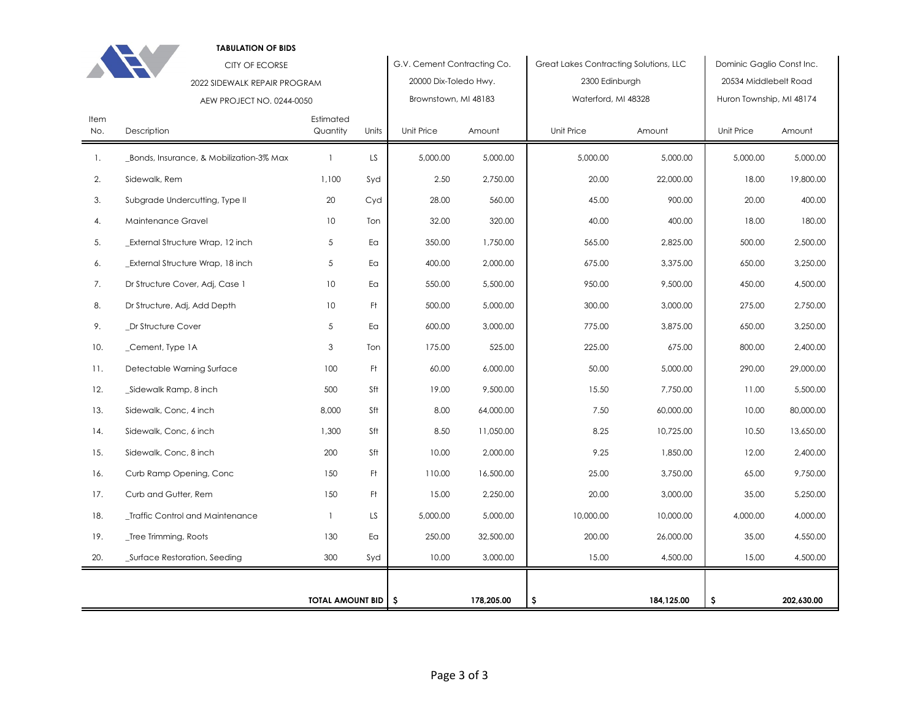**TABULATION OF BIDS**

CITY OF ECORSE

2022 SIDEWALK REPAIR PROGRAM

AEW PROJECT NO. 0244-0050

| Item No. | Description | Estimated Quantity | Units | G.V. Cement Contracting Co., 20000 Dix-Toledo Hwy., Brownstown, MI 48183 | | Great Lakes Contracting Solutions, LLC, 2300 Edinburgh, Waterford, MI 48328 | | Dominic Gaglio Const Inc., 20534 Middlebelt Road, Huron Township, MI 48174 | |
|---|---|---|---|---|---|---|---|---|---|
| | | | | Unit Price | Amount | Unit Price | Amount | Unit Price | Amount |
| 1. | _Bonds, Insurance, & Mobilization-3% Max | 1 | LS | 5,000.00 | 5,000.00 | 5,000.00 | 5,000.00 | 5,000.00 | 5,000.00 |
| 2. | Sidewalk, Rem | 1,100 | Syd | 2.50 | 2,750.00 | 20.00 | 22,000.00 | 18.00 | 19,800.00 |
| 3. | Subgrade Undercutting, Type II | 20 | Cyd | 28.00 | 560.00 | 45.00 | 900.00 | 20.00 | 400.00 |
| 4. | Maintenance Gravel | 10 | Ton | 32.00 | 320.00 | 40.00 | 400.00 | 18.00 | 180.00 |
| 5. | _External Structure Wrap, 12 inch | 5 | Ea | 350.00 | 1,750.00 | 565.00 | 2,825.00 | 500.00 | 2,500.00 |
| 6. | _External Structure Wrap, 18 inch | 5 | Ea | 400.00 | 2,000.00 | 675.00 | 3,375.00 | 650.00 | 3,250.00 |
| 7. | Dr Structure Cover, Adj, Case 1 | 10 | Ea | 550.00 | 5,500.00 | 950.00 | 9,500.00 | 450.00 | 4,500.00 |
| 8. | Dr Structure, Adj, Add Depth | 10 | Ft | 500.00 | 5,000.00 | 300.00 | 3,000.00 | 275.00 | 2,750.00 |
| 9. | _Dr Structure Cover | 5 | Ea | 600.00 | 3,000.00 | 775.00 | 3,875.00 | 650.00 | 3,250.00 |
| 10. | _Cement, Type 1A | 3 | Ton | 175.00 | 525.00 | 225.00 | 675.00 | 800.00 | 2,400.00 |
| 11. | Detectable Warning Surface | 100 | Ft | 60.00 | 6,000.00 | 50.00 | 5,000.00 | 290.00 | 29,000.00 |
| 12. | _Sidewalk Ramp, 8 inch | 500 | Sft | 19.00 | 9,500.00 | 15.50 | 7,750.00 | 11.00 | 5,500.00 |
| 13. | Sidewalk, Conc, 4 inch | 8,000 | Sft | 8.00 | 64,000.00 | 7.50 | 60,000.00 | 10.00 | 80,000.00 |
| 14. | Sidewalk, Conc, 6 inch | 1,300 | Sft | 8.50 | 11,050.00 | 8.25 | 10,725.00 | 10.50 | 13,650.00 |
| 15. | Sidewalk, Conc, 8 inch | 200 | Sft | 10.00 | 2,000.00 | 9.25 | 1,850.00 | 12.00 | 2,400.00 |
| 16. | Curb Ramp Opening, Conc | 150 | Ft | 110.00 | 16,500.00 | 25.00 | 3,750.00 | 65.00 | 9,750.00 |
| 17. | Curb and Gutter, Rem | 150 | Ft | 15.00 | 2,250.00 | 20.00 | 3,000.00 | 35.00 | 5,250.00 |
| 18. | _Traffic Control and Maintenance | 1 | LS | 5,000.00 | 5,000.00 | 10,000.00 | 10,000.00 | 4,000.00 | 4,000.00 |
| 19. | _Tree Trimming, Roots | 130 | Ea | 250.00 | 32,500.00 | 200.00 | 26,000.00 | 35.00 | 4,550.00 |
| 20. | _Surface Restoration, Seeding | 300 | Syd | 10.00 | 3,000.00 | 15.00 | 4,500.00 | 15.00 | 4,500.00 |
| | | **TOTAL AMOUNT BID** | | **$** | **178,205.00** | **$** | **184,125.00** | **$** | **202,630.00** |